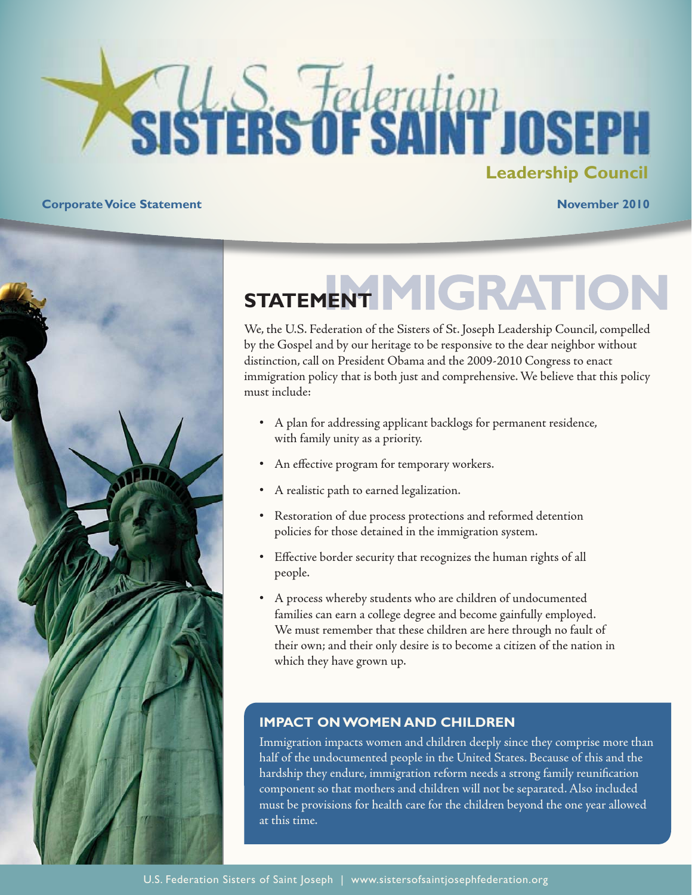# U.S. Federation SISTERS OF SAINT JOSEPH

**Leadership Council**

**Corporate Voice Statement** **November 2010**

## STATEMENT IMMIGRATION

We, the U.S. Federation of the Sisters of St. Joseph Leadership Council, compelled by the Gospel and by our heritage to be responsive to the dear neighbor without distinction, call on President Obama and the 2009-2010 Congress to enact immigration policy that is both just and comprehensive. We believe that this policy must include:

- A plan for addressing applicant backlogs for permanent residence, with family unity as a priority.
- An effective program for temporary workers.
- A realistic path to earned legalization.
- Restoration of due process protections and reformed detention policies for those detained in the immigration system.
- Effective border security that recognizes the human rights of all people.
- A process whereby students who are children of undocumented families can earn a college degree and become gainfully employed. We must remember that these children are here through no fault of their own; and their only desire is to become a citizen of the nation in which they have grown up.

### IMPACT ON WOMEN AND CHILDREN

Immigration impacts women and children deeply since they comprise more than half of the undocumented people in the United States. Because of this and the hardship they endure, immigration reform needs a strong family reunification component so that mothers and children will not be separated. Also included must be provisions for health care for the children beyond the one year allowed at this time.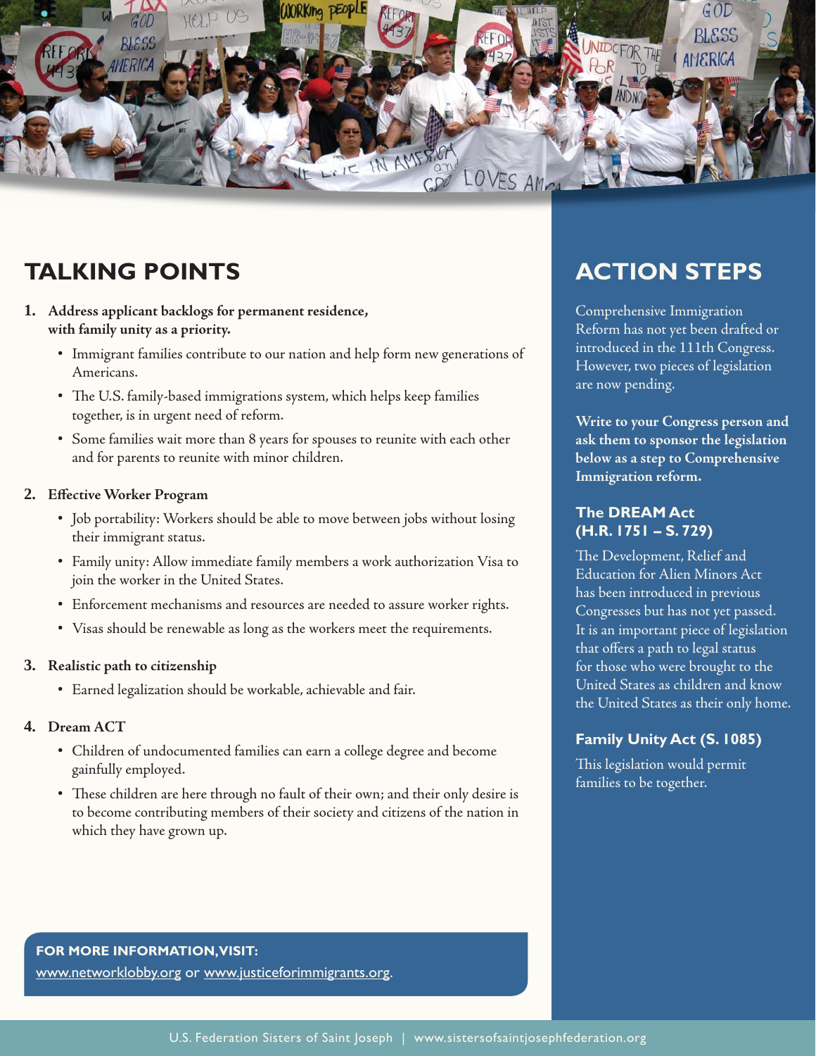## TALKING POINTS

1. **Address applicant backlogs for permanent residence, with family unity as a priority.**
   - Immigrant families contribute to our nation and help form new generations of Americans.
   - The U.S. family-based immigrations system, which helps keep families together, is in urgent need of reform.
   - Some families wait more than 8 years for spouses to reunite with each other and for parents to reunite with minor children.

2. **Effective Worker Program**
   - Job portability: Workers should be able to move between jobs without losing their immigrant status.
   - Family unity: Allow immediate family members a work authorization Visa to join the worker in the United States.
   - Enforcement mechanisms and resources are needed to assure worker rights.
   - Visas should be renewable as long as the workers meet the requirements.

3. **Realistic path to citizenship**
   - Earned legalization should be workable, achievable and fair.

4. **Dream ACT**
   - Children of undocumented families can earn a college degree and become gainfully employed.
   - These children are here through no fault of their own; and their only desire is to become contributing members of their society and citizens of the nation in which they have grown up.

**FOR MORE INFORMATION, VISIT:**
www.networklobby.org or www.justiceforimmigrants.org.

## ACTION STEPS

Comprehensive Immigration Reform has not yet been drafted or introduced in the 111th Congress. However, two pieces of legislation are now pending.

**Write to your Congress person and ask them to sponsor the legislation below as a step to Comprehensive Immigration reform.**

### The DREAM Act (H.R. 1751 – S. 729)

The Development, Relief and Education for Alien Minors Act has been introduced in previous Congresses but has not yet passed. It is an important piece of legislation that offers a path to legal status for those who were brought to the United States as children and know the United States as their only home.

### Family Unity Act (S. 1085)

This legislation would permit families to be together.